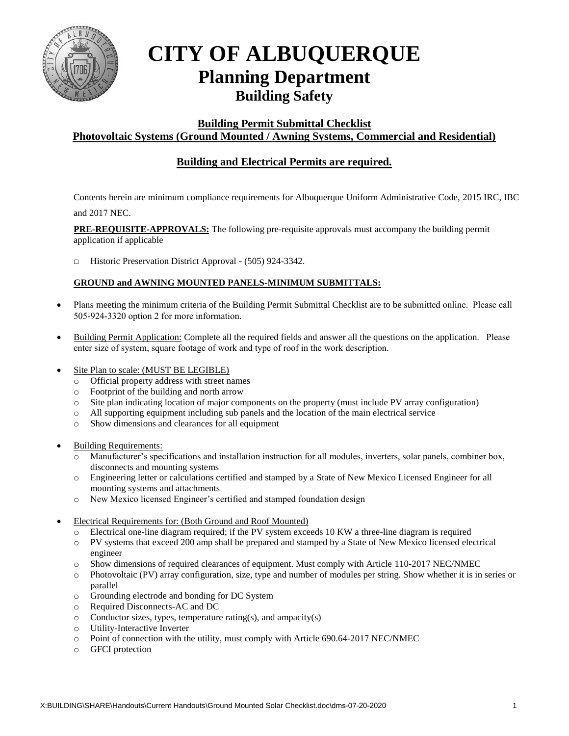# CITY OF ALBUQUERQUE

## Planning Department

### Building Safety

**Building Permit Submittal Checklist**
**Photovoltaic Systems (Ground Mounted / Awning Systems, Commercial and Residential)**

**Building and Electrical Permits are required.**

Contents herein are minimum compliance requirements for Albuquerque Uniform Administrative Code, 2015 IRC, IBC and 2017 NEC.

**PRE-REQUISITE-APPROVALS:** The following pre-requisite approvals must accompany the building permit application if applicable

- □ Historic Preservation District Approval - (505) 924-3342.

**GROUND and AWNING MOUNTED PANELS-MINIMUM SUBMITTALS:**

- Plans meeting the minimum criteria of the Building Permit Submittal Checklist are to be submitted online. Please call 505-924-3320 option 2 for more information.
- Building Permit Application: Complete all the required fields and answer all the questions on the application. Please enter size of system, square footage of work and type of roof in the work description.
- Site Plan to scale: (MUST BE LEGIBLE)
  - Official property address with street names
  - Footprint of the building and north arrow
  - Site plan indicating location of major components on the property (must include PV array configuration)
  - All supporting equipment including sub panels and the location of the main electrical service
  - Show dimensions and clearances for all equipment
- Building Requirements:
  - Manufacturer's specifications and installation instruction for all modules, inverters, solar panels, combiner box, disconnects and mounting systems
  - Engineering letter or calculations certified and stamped by a State of New Mexico Licensed Engineer for all mounting systems and attachments
  - New Mexico licensed Engineer's certified and stamped foundation design
- Electrical Requirements for: (Both Ground and Roof Mounted)
  - Electrical one-line diagram required; if the PV system exceeds 10 KW a three-line diagram is required
  - PV systems that exceed 200 amp shall be prepared and stamped by a State of New Mexico licensed electrical engineer
  - Show dimensions of required clearances of equipment. Must comply with Article 110-2017 NEC/NMEC
  - Photovoltaic (PV) array configuration, size, type and number of modules per string. Show whether it is in series or parallel
  - Grounding electrode and bonding for DC System
  - Required Disconnects-AC and DC
  - Conductor sizes, types, temperature rating(s), and ampacity(s)
  - Utility-Interactive Inverter
  - Point of connection with the utility, must comply with Article 690.64-2017 NEC/NMEC
  - GFCI protection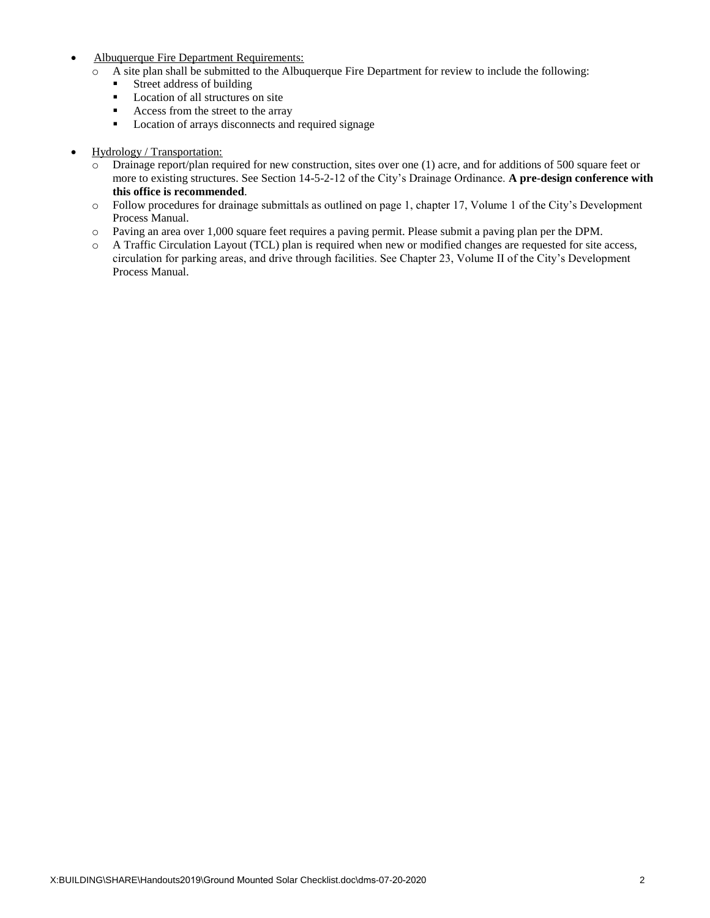- Albuquerque Fire Department Requirements:
  - A site plan shall be submitted to the Albuquerque Fire Department for review to include the following:
    - Street address of building
    - Location of all structures on site
    - Access from the street to the array
    - Location of arrays disconnects and required signage

- Hydrology / Transportation:
  - Drainage report/plan required for new construction, sites over one (1) acre, and for additions of 500 square feet or more to existing structures. See Section 14-5-2-12 of the City's Drainage Ordinance. **A pre-design conference with this office is recommended**.
  - Follow procedures for drainage submittals as outlined on page 1, chapter 17, Volume 1 of the City's Development Process Manual.
  - Paving an area over 1,000 square feet requires a paving permit. Please submit a paving plan per the DPM.
  - A Traffic Circulation Layout (TCL) plan is required when new or modified changes are requested for site access, circulation for parking areas, and drive through facilities. See Chapter 23, Volume II of the City's Development Process Manual.